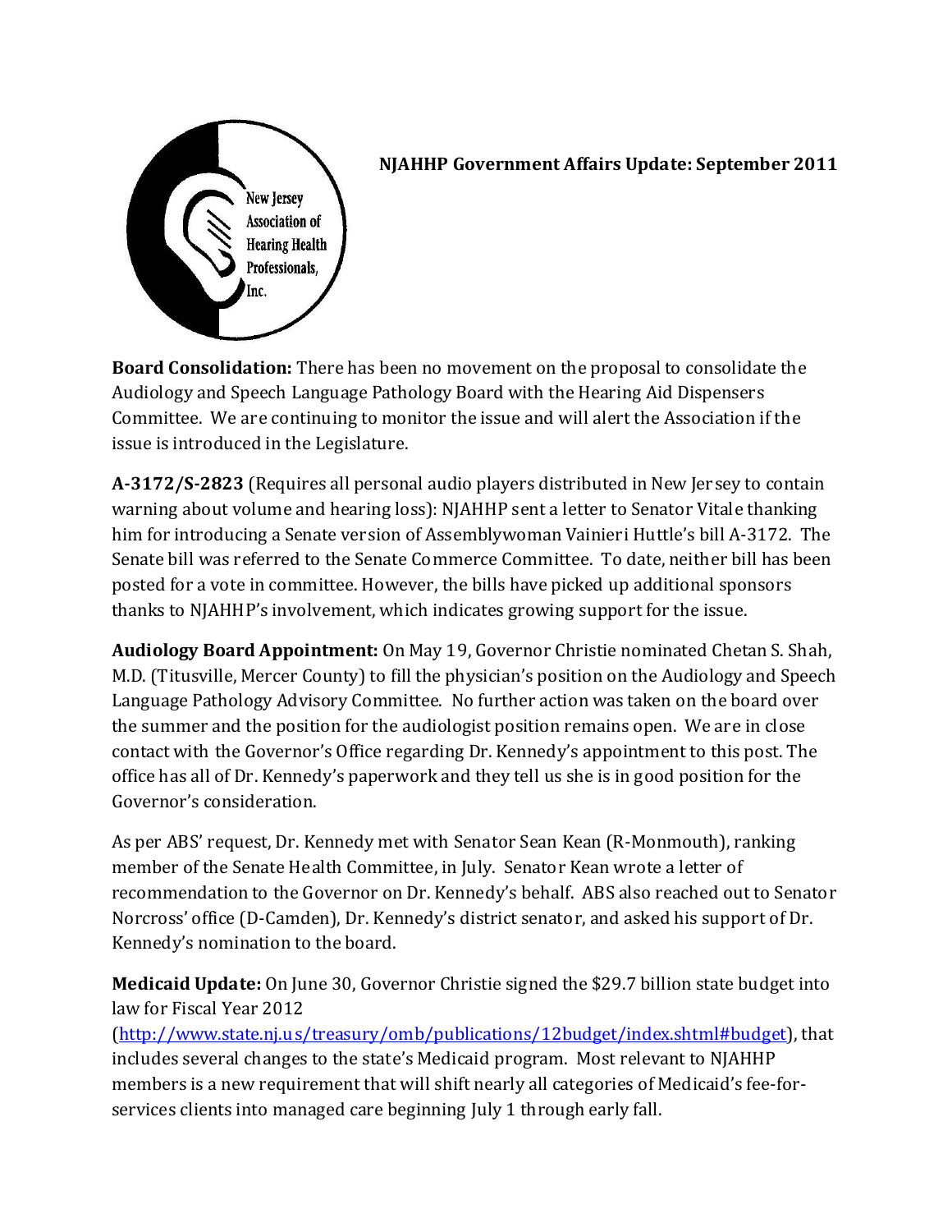New Jersey Association of Hearing Health Professionals, Inc.

# NJAHHP Government Affairs Update: September 2011

**Board Consolidation:** There has been no movement on the proposal to consolidate the Audiology and Speech Language Pathology Board with the Hearing Aid Dispensers Committee. We are continuing to monitor the issue and will alert the Association if the issue is introduced in the Legislature.

**A-3172/S-2823** (Requires all personal audio players distributed in New Jersey to contain warning about volume and hearing loss): NJAHHP sent a letter to Senator Vitale thanking him for introducing a Senate version of Assemblywoman Vainieri Huttle's bill A-3172. The Senate bill was referred to the Senate Commerce Committee. To date, neither bill has been posted for a vote in committee. However, the bills have picked up additional sponsors thanks to NJAHHP's involvement, which indicates growing support for the issue.

**Audiology Board Appointment:** On May 19, Governor Christie nominated Chetan S. Shah, M.D. (Titusville, Mercer County) to fill the physician's position on the Audiology and Speech Language Pathology Advisory Committee. No further action was taken on the board over the summer and the position for the audiologist position remains open. We are in close contact with the Governor's Office regarding Dr. Kennedy's appointment to this post. The office has all of Dr. Kennedy's paperwork and they tell us she is in good position for the Governor's consideration.

As per ABS' request, Dr. Kennedy met with Senator Sean Kean (R-Monmouth), ranking member of the Senate Health Committee, in July. Senator Kean wrote a letter of recommendation to the Governor on Dr. Kennedy's behalf. ABS also reached out to Senator Norcross' office (D-Camden), Dr. Kennedy's district senator, and asked his support of Dr. Kennedy's nomination to the board.

**Medicaid Update:** On June 30, Governor Christie signed the $29.7 billion state budget into law for Fiscal Year 2012 (http://www.state.nj.us/treasury/omb/publications/12budget/index.shtml#budget), that includes several changes to the state's Medicaid program. Most relevant to NJAHHP members is a new requirement that will shift nearly all categories of Medicaid's fee-for-services clients into managed care beginning July 1 through early fall.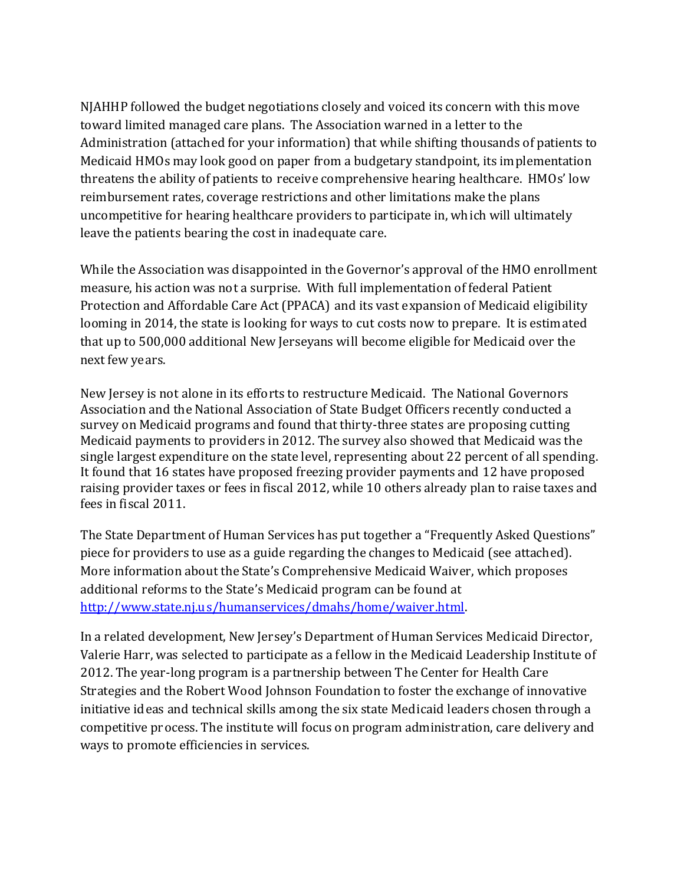NJAHHP followed the budget negotiations closely and voiced its concern with this move toward limited managed care plans. The Association warned in a letter to the Administration (attached for your information) that while shifting thousands of patients to Medicaid HMOs may look good on paper from a budgetary standpoint, its implementation threatens the ability of patients to receive comprehensive hearing healthcare. HMOs' low reimbursement rates, coverage restrictions and other limitations make the plans uncompetitive for hearing healthcare providers to participate in, which will ultimately leave the patients bearing the cost in inadequate care.

While the Association was disappointed in the Governor's approval of the HMO enrollment measure, his action was not a surprise. With full implementation of federal Patient Protection and Affordable Care Act (PPACA) and its vast expansion of Medicaid eligibility looming in 2014, the state is looking for ways to cut costs now to prepare. It is estimated that up to 500,000 additional New Jerseyans will become eligible for Medicaid over the next few years.

New Jersey is not alone in its efforts to restructure Medicaid. The National Governors Association and the National Association of State Budget Officers recently conducted a survey on Medicaid programs and found that thirty-three states are proposing cutting Medicaid payments to providers in 2012. The survey also showed that Medicaid was the single largest expenditure on the state level, representing about 22 percent of all spending. It found that 16 states have proposed freezing provider payments and 12 have proposed raising provider taxes or fees in fiscal 2012, while 10 others already plan to raise taxes and fees in fiscal 2011.

The State Department of Human Services has put together a "Frequently Asked Questions" piece for providers to use as a guide regarding the changes to Medicaid (see attached). More information about the State's Comprehensive Medicaid Waiver, which proposes additional reforms to the State's Medicaid program can be found at [http://www.state.nj.us/humanservices/dmahs/home/waiver.html](http://www.state.nj.us/humanservices/dmahs/home/waiver.html).

In a related development, New Jersey's Department of Human Services Medicaid Director, Valerie Harr, was selected to participate as a fellow in the Medicaid Leadership Institute of 2012. The year-long program is a partnership between The Center for Health Care Strategies and the Robert Wood Johnson Foundation to foster the exchange of innovative initiative ideas and technical skills among the six state Medicaid leaders chosen through a competitive process. The institute will focus on program administration, care delivery and ways to promote efficiencies in services.